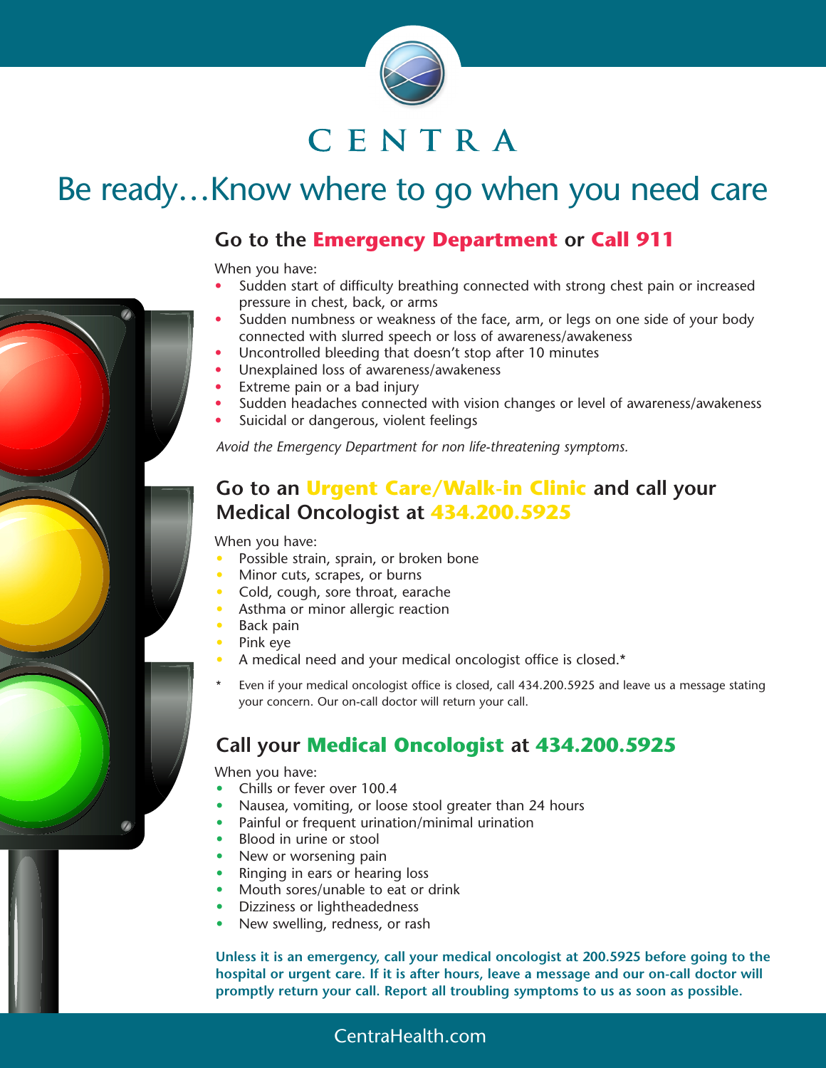# CENTRA

## Be ready…Know where to go when you need care

### Go to the Emergency Department or Call 911

When you have:

- Sudden start of difficulty breathing connected with strong chest pain or increased pressure in chest, back, or arms
- Sudden numbness or weakness of the face, arm, or legs on one side of your body connected with slurred speech or loss of awareness/awakeness
- Uncontrolled bleeding that doesn't stop after 10 minutes
- Unexplained loss of awareness/awakeness
- Extreme pain or a bad injury
- Sudden headaches connected with vision changes or level of awareness/awakeness
- Suicidal or dangerous, violent feelings

*Avoid the Emergency Department for non life-threatening symptoms.*

### Go to an Urgent Care/Walk-in Clinic and call your Medical Oncologist at 434.200.5925

When you have:

- Possible strain, sprain, or broken bone
- Minor cuts, scrapes, or burns
- Cold, cough, sore throat, earache
- Asthma or minor allergic reaction
- Back pain
- Pink eye
- A medical need and your medical oncologist office is closed.*

\* Even if your medical oncologist office is closed, call 434.200.5925 and leave us a message stating your concern. Our on-call doctor will return your call.

### Call your Medical Oncologist at 434.200.5925

When you have:

- Chills or fever over 100.4
- Nausea, vomiting, or loose stool greater than 24 hours
- Painful or frequent urination/minimal urination
- Blood in urine or stool
- New or worsening pain
- Ringing in ears or hearing loss
- Mouth sores/unable to eat or drink
- Dizziness or lightheadedness
- New swelling, redness, or rash

**Unless it is an emergency, call your medical oncologist at 200.5925 before going to the hospital or urgent care. If it is after hours, leave a message and our on-call doctor will promptly return your call. Report all troubling symptoms to us as soon as possible.**

CentraHealth.com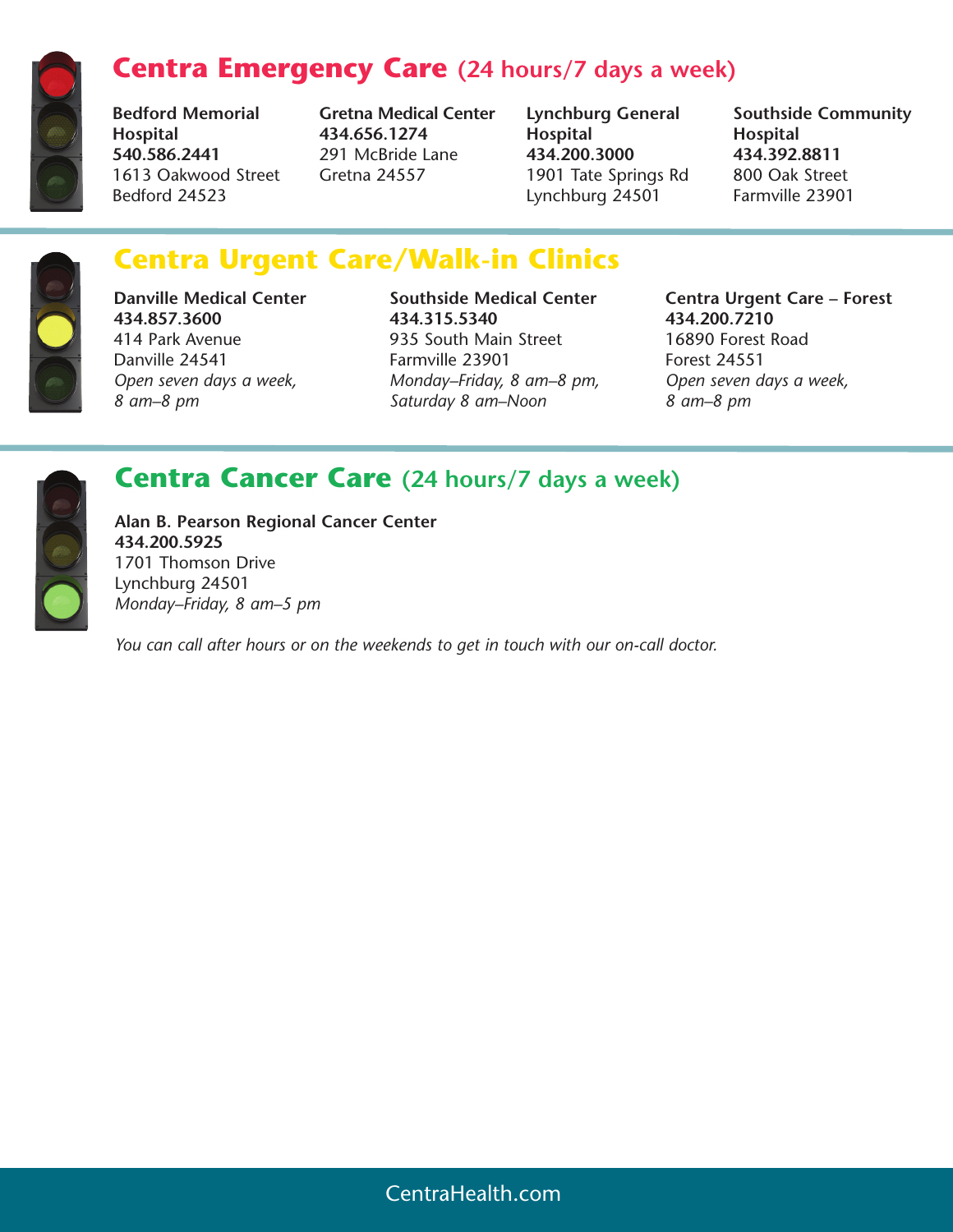## Centra Emergency Care (24 hours/7 days a week)

**Bedford Memorial Hospital**
**540.586.2441**
1613 Oakwood Street
Bedford 24523

**Gretna Medical Center**
**434.656.1274**
291 McBride Lane
Gretna 24557

**Lynchburg General Hospital**
**434.200.3000**
1901 Tate Springs Rd
Lynchburg 24501

**Southside Community Hospital**
**434.392.8811**
800 Oak Street
Farmville 23901

## Centra Urgent Care/Walk-in Clinics

**Danville Medical Center**
**434.857.3600**
414 Park Avenue
Danville 24541
*Open seven days a week, 8 am–8 pm*

**Southside Medical Center**
**434.315.5340**
935 South Main Street
Farmville 23901
*Monday–Friday, 8 am–8 pm, Saturday 8 am–Noon*

**Centra Urgent Care – Forest**
**434.200.7210**
16890 Forest Road
Forest 24551
*Open seven days a week, 8 am–8 pm*

## Centra Cancer Care (24 hours/7 days a week)

**Alan B. Pearson Regional Cancer Center**
**434.200.5925**
1701 Thomson Drive
Lynchburg 24501
*Monday–Friday, 8 am–5 pm*

*You can call after hours or on the weekends to get in touch with our on-call doctor.*

CentraHealth.com